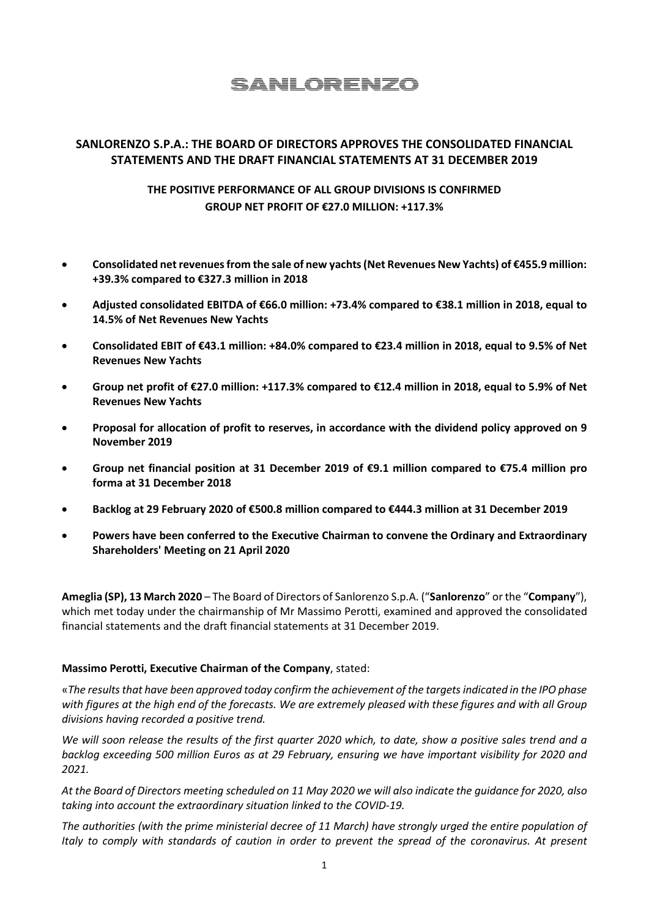# SANLORENZO

## SANLORENZO S.P.A.: THE BOARD OF DIRECTORS APPROVES THE CONSOLIDATED FINANCIAL STATEMENTS AND THE DRAFT FINANCIAL STATEMENTS AT 31 DECEMBER 2019

### THE POSITIVE PERFORMANCE OF ALL GROUP DIVISIONS IS CONFIRMED
### GROUP NET PROFIT OF €27.0 MILLION: +117.3%

- **Consolidated net revenues from the sale of new yachts (Net Revenues New Yachts) of €455.9 million: +39.3% compared to €327.3 million in 2018**
- **Adjusted consolidated EBITDA of €66.0 million: +73.4% compared to €38.1 million in 2018, equal to 14.5% of Net Revenues New Yachts**
- **Consolidated EBIT of €43.1 million: +84.0% compared to €23.4 million in 2018, equal to 9.5% of Net Revenues New Yachts**
- **Group net profit of €27.0 million: +117.3% compared to €12.4 million in 2018, equal to 5.9% of Net Revenues New Yachts**
- **Proposal for allocation of profit to reserves, in accordance with the dividend policy approved on 9 November 2019**
- **Group net financial position at 31 December 2019 of €9.1 million compared to €75.4 million pro forma at 31 December 2018**
- **Backlog at 29 February 2020 of €500.8 million compared to €444.3 million at 31 December 2019**
- **Powers have been conferred to the Executive Chairman to convene the Ordinary and Extraordinary Shareholders' Meeting on 21 April 2020**

**Ameglia (SP), 13 March 2020** – The Board of Directors of Sanlorenzo S.p.A. ("**Sanlorenzo**" or the "**Company**"), which met today under the chairmanship of Mr Massimo Perotti, examined and approved the consolidated financial statements and the draft financial statements at 31 December 2019.

**Massimo Perotti, Executive Chairman of the Company**, stated:

«*The results that have been approved today confirm the achievement of the targets indicated in the IPO phase with figures at the high end of the forecasts. We are extremely pleased with these figures and with all Group divisions having recorded a positive trend.*

*We will soon release the results of the first quarter 2020 which, to date, show a positive sales trend and a backlog exceeding 500 million Euros as at 29 February, ensuring we have important visibility for 2020 and 2021.*

*At the Board of Directors meeting scheduled on 11 May 2020 we will also indicate the guidance for 2020, also taking into account the extraordinary situation linked to the COVID-19.*

*The authorities (with the prime ministerial decree of 11 March) have strongly urged the entire population of Italy to comply with standards of caution in order to prevent the spread of the coronavirus. At present*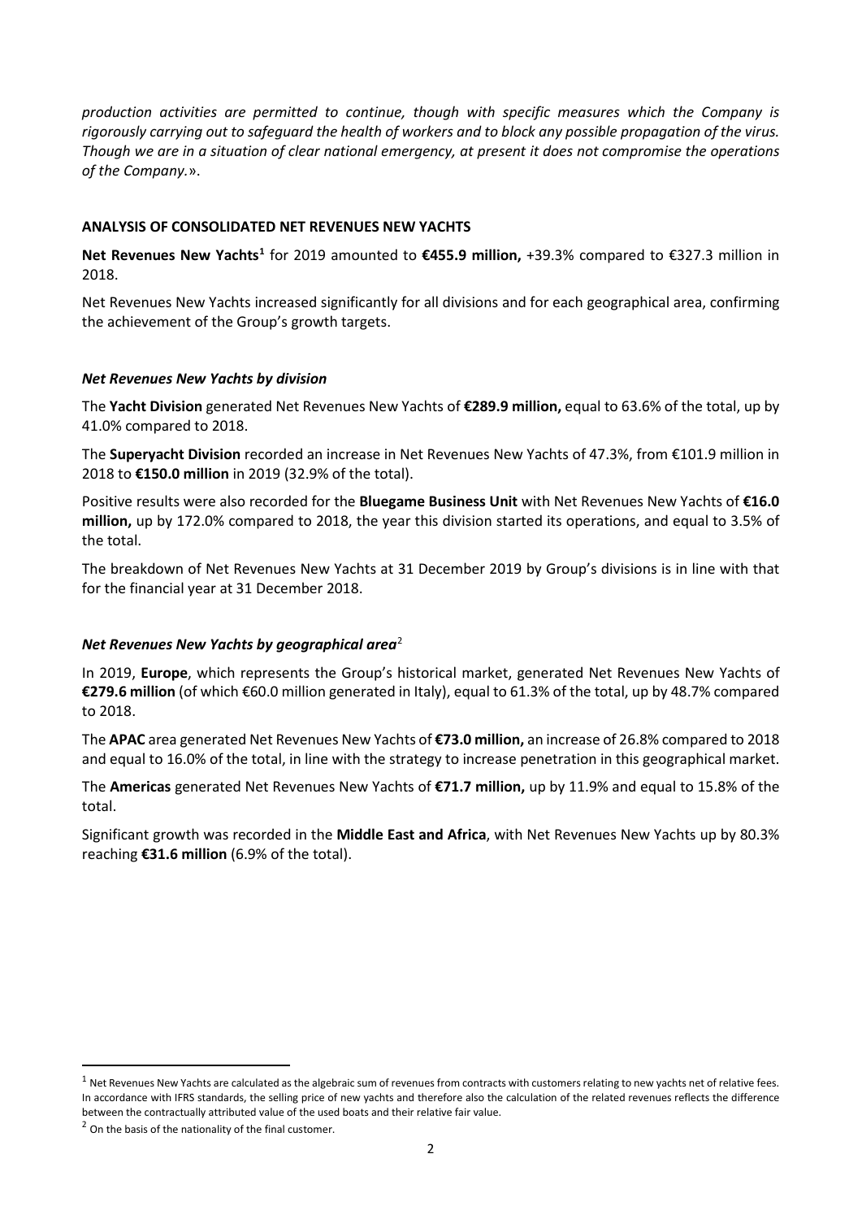*production activities are permitted to continue, though with specific measures which the Company is rigorously carrying out to safeguard the health of workers and to block any possible propagation of the virus. Though we are in a situation of clear national emergency, at present it does not compromise the operations of the Company.*».

**ANALYSIS OF CONSOLIDATED NET REVENUES NEW YACHTS**

**Net Revenues New Yachts**[1] for 2019 amounted to **€455.9 million,** +39.3% compared to €327.3 million in 2018.

Net Revenues New Yachts increased significantly for all divisions and for each geographical area, confirming the achievement of the Group's growth targets.

***Net Revenues New Yachts by division***

The **Yacht Division** generated Net Revenues New Yachts of **€289.9 million,** equal to 63.6% of the total, up by 41.0% compared to 2018.

The **Superyacht Division** recorded an increase in Net Revenues New Yachts of 47.3%, from €101.9 million in 2018 to **€150.0 million** in 2019 (32.9% of the total).

Positive results were also recorded for the **Bluegame Business Unit** with Net Revenues New Yachts of **€16.0 million,** up by 172.0% compared to 2018, the year this division started its operations, and equal to 3.5% of the total.

The breakdown of Net Revenues New Yachts at 31 December 2019 by Group's divisions is in line with that for the financial year at 31 December 2018.

***Net Revenues New Yachts by geographical area***[2]

In 2019, **Europe**, which represents the Group's historical market, generated Net Revenues New Yachts of **€279.6 million** (of which €60.0 million generated in Italy), equal to 61.3% of the total, up by 48.7% compared to 2018.

The **APAC** area generated Net Revenues New Yachts of **€73.0 million,** an increase of 26.8% compared to 2018 and equal to 16.0% of the total, in line with the strategy to increase penetration in this geographical market.

The **Americas** generated Net Revenues New Yachts of **€71.7 million,** up by 11.9% and equal to 15.8% of the total.

Significant growth was recorded in the **Middle East and Africa**, with Net Revenues New Yachts up by 80.3% reaching **€31.6 million** (6.9% of the total).

---

[1] Net Revenues New Yachts are calculated as the algebraic sum of revenues from contracts with customers relating to new yachts net of relative fees. In accordance with IFRS standards, the selling price of new yachts and therefore also the calculation of the related revenues reflects the difference between the contractually attributed value of the used boats and their relative fair value.

[2] On the basis of the nationality of the final customer.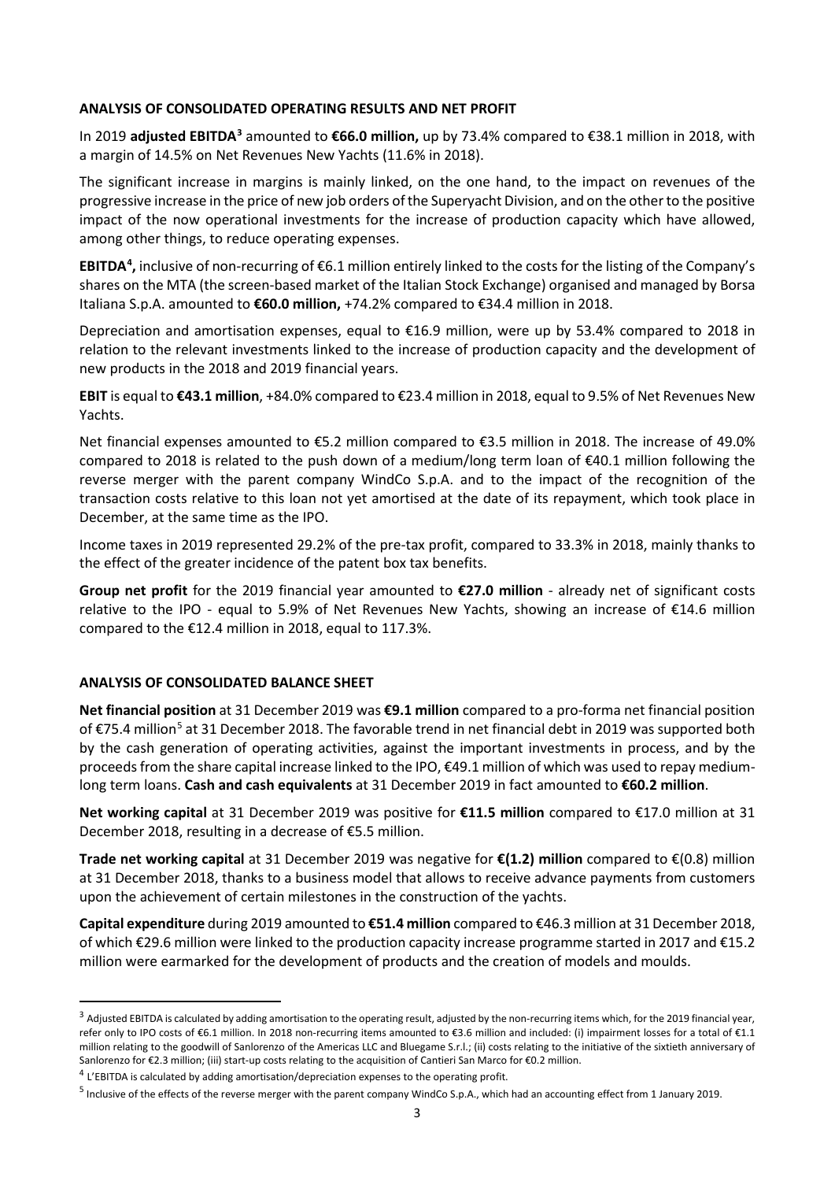## ANALYSIS OF CONSOLIDATED OPERATING RESULTS AND NET PROFIT

In 2019 **adjusted EBITDA**[3] amounted to **€66.0 million,** up by 73.4% compared to €38.1 million in 2018, with a margin of 14.5% on Net Revenues New Yachts (11.6% in 2018).

The significant increase in margins is mainly linked, on the one hand, to the impact on revenues of the progressive increase in the price of new job orders of the Superyacht Division, and on the other to the positive impact of the now operational investments for the increase of production capacity which have allowed, among other things, to reduce operating expenses.

**EBITDA**[4]**,** inclusive of non-recurring of €6.1 million entirely linked to the costs for the listing of the Company's shares on the MTA (the screen-based market of the Italian Stock Exchange) organised and managed by Borsa Italiana S.p.A. amounted to **€60.0 million,** +74.2% compared to €34.4 million in 2018.

Depreciation and amortisation expenses, equal to €16.9 million, were up by 53.4% compared to 2018 in relation to the relevant investments linked to the increase of production capacity and the development of new products in the 2018 and 2019 financial years.

**EBIT** is equal to **€43.1 million**, +84.0% compared to €23.4 million in 2018, equal to 9.5% of Net Revenues New Yachts.

Net financial expenses amounted to €5.2 million compared to €3.5 million in 2018. The increase of 49.0% compared to 2018 is related to the push down of a medium/long term loan of €40.1 million following the reverse merger with the parent company WindCo S.p.A. and to the impact of the recognition of the transaction costs relative to this loan not yet amortised at the date of its repayment, which took place in December, at the same time as the IPO.

Income taxes in 2019 represented 29.2% of the pre-tax profit, compared to 33.3% in 2018, mainly thanks to the effect of the greater incidence of the patent box tax benefits.

**Group net profit** for the 2019 financial year amounted to **€27.0 million** - already net of significant costs relative to the IPO - equal to 5.9% of Net Revenues New Yachts, showing an increase of €14.6 million compared to the €12.4 million in 2018, equal to 117.3%.

## ANALYSIS OF CONSOLIDATED BALANCE SHEET

**Net financial position** at 31 December 2019 was **€9.1 million** compared to a pro-forma net financial position of €75.4 million[5] at 31 December 2018. The favorable trend in net financial debt in 2019 was supported both by the cash generation of operating activities, against the important investments in process, and by the proceeds from the share capital increase linked to the IPO, €49.1 million of which was used to repay medium-long term loans. **Cash and cash equivalents** at 31 December 2019 in fact amounted to **€60.2 million**.

**Net working capital** at 31 December 2019 was positive for **€11.5 million** compared to €17.0 million at 31 December 2018, resulting in a decrease of €5.5 million.

**Trade net working capital** at 31 December 2019 was negative for **€(1.2) million** compared to €(0.8) million at 31 December 2018, thanks to a business model that allows to receive advance payments from customers upon the achievement of certain milestones in the construction of the yachts.

**Capital expenditure** during 2019 amounted to **€51.4 million** compared to €46.3 million at 31 December 2018, of which €29.6 million were linked to the production capacity increase programme started in 2017 and €15.2 million were earmarked for the development of products and the creation of models and moulds.

---

[3] Adjusted EBITDA is calculated by adding amortisation to the operating result, adjusted by the non-recurring items which, for the 2019 financial year, refer only to IPO costs of €6.1 million. In 2018 non-recurring items amounted to €3.6 million and included: (i) impairment losses for a total of €1.1 million relating to the goodwill of Sanlorenzo of the Americas LLC and Bluegame S.r.l.; (ii) costs relating to the initiative of the sixtieth anniversary of Sanlorenzo for €2.3 million; (iii) start-up costs relating to the acquisition of Cantieri San Marco for €0.2 million.

[4] L'EBITDA is calculated by adding amortisation/depreciation expenses to the operating profit.

[5] Inclusive of the effects of the reverse merger with the parent company WindCo S.p.A., which had an accounting effect from 1 January 2019.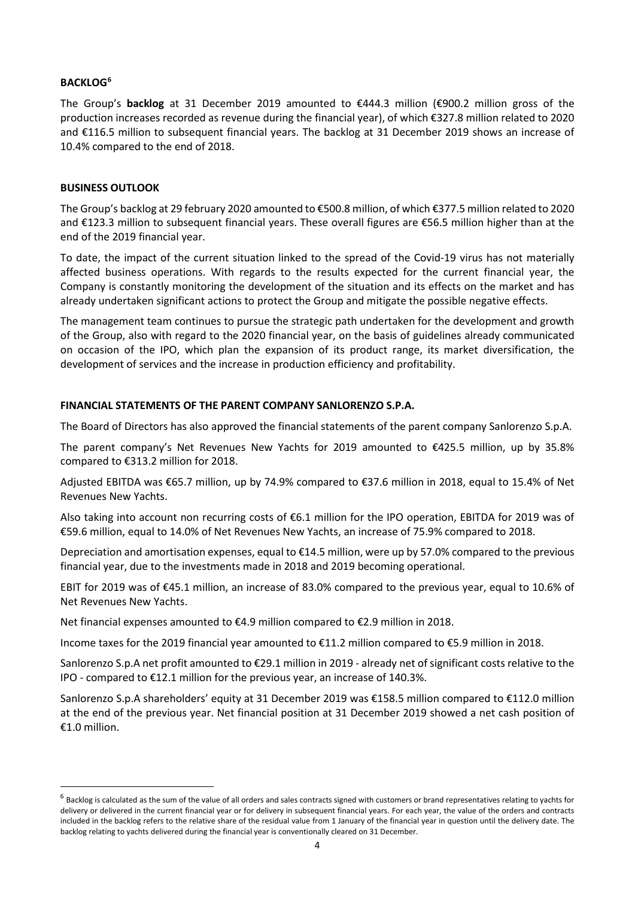**BACKLOG**[6]

The Group's **backlog** at 31 December 2019 amounted to €444.3 million (€900.2 million gross of the production increases recorded as revenue during the financial year), of which €327.8 million related to 2020 and €116.5 million to subsequent financial years. The backlog at 31 December 2019 shows an increase of 10.4% compared to the end of 2018.

**BUSINESS OUTLOOK**

The Group's backlog at 29 february 2020 amounted to €500.8 million, of which €377.5 million related to 2020 and €123.3 million to subsequent financial years. These overall figures are €56.5 million higher than at the end of the 2019 financial year.

To date, the impact of the current situation linked to the spread of the Covid-19 virus has not materially affected business operations. With regards to the results expected for the current financial year, the Company is constantly monitoring the development of the situation and its effects on the market and has already undertaken significant actions to protect the Group and mitigate the possible negative effects.

The management team continues to pursue the strategic path undertaken for the development and growth of the Group, also with regard to the 2020 financial year, on the basis of guidelines already communicated on occasion of the IPO, which plan the expansion of its product range, its market diversification, the development of services and the increase in production efficiency and profitability.

**FINANCIAL STATEMENTS OF THE PARENT COMPANY SANLORENZO S.P.A.**

The Board of Directors has also approved the financial statements of the parent company Sanlorenzo S.p.A.

The parent company's Net Revenues New Yachts for 2019 amounted to €425.5 million, up by 35.8% compared to €313.2 million for 2018.

Adjusted EBITDA was €65.7 million, up by 74.9% compared to €37.6 million in 2018, equal to 15.4% of Net Revenues New Yachts.

Also taking into account non recurring costs of €6.1 million for the IPO operation, EBITDA for 2019 was of €59.6 million, equal to 14.0% of Net Revenues New Yachts, an increase of 75.9% compared to 2018.

Depreciation and amortisation expenses, equal to €14.5 million, were up by 57.0% compared to the previous financial year, due to the investments made in 2018 and 2019 becoming operational.

EBIT for 2019 was of €45.1 million, an increase of 83.0% compared to the previous year, equal to 10.6% of Net Revenues New Yachts.

Net financial expenses amounted to €4.9 million compared to €2.9 million in 2018.

Income taxes for the 2019 financial year amounted to €11.2 million compared to €5.9 million in 2018.

Sanlorenzo S.p.A net profit amounted to €29.1 million in 2019 - already net of significant costs relative to the IPO - compared to €12.1 million for the previous year, an increase of 140.3%.

Sanlorenzo S.p.A shareholders' equity at 31 December 2019 was €158.5 million compared to €112.0 million at the end of the previous year. Net financial position at 31 December 2019 showed a net cash position of €1.0 million.

---

[6] Backlog is calculated as the sum of the value of all orders and sales contracts signed with customers or brand representatives relating to yachts for delivery or delivered in the current financial year or for delivery in subsequent financial years. For each year, the value of the orders and contracts included in the backlog refers to the relative share of the residual value from 1 January of the financial year in question until the delivery date. The backlog relating to yachts delivered during the financial year is conventionally cleared on 31 December.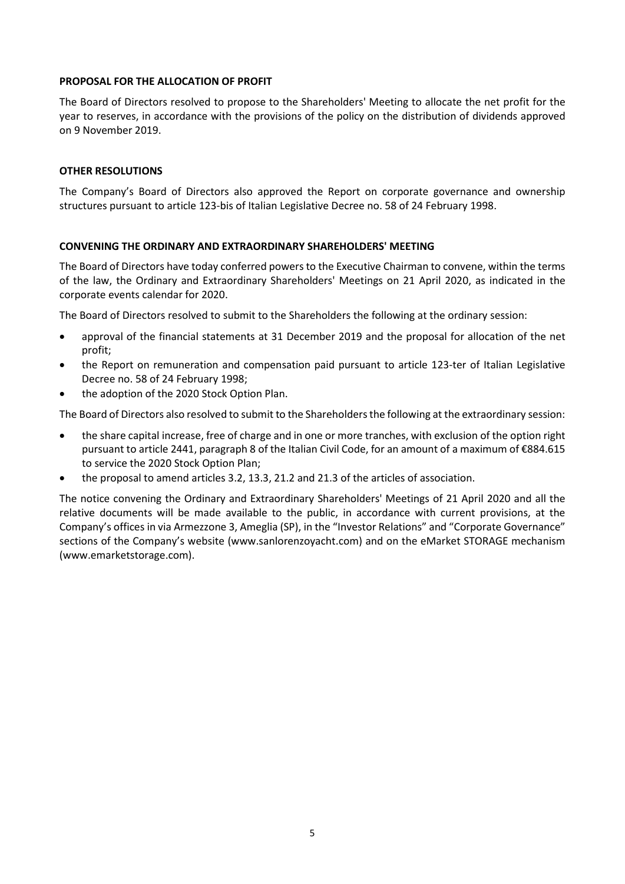**PROPOSAL FOR THE ALLOCATION OF PROFIT**

The Board of Directors resolved to propose to the Shareholders' Meeting to allocate the net profit for the year to reserves, in accordance with the provisions of the policy on the distribution of dividends approved on 9 November 2019.

**OTHER RESOLUTIONS**

The Company's Board of Directors also approved the Report on corporate governance and ownership structures pursuant to article 123-bis of Italian Legislative Decree no. 58 of 24 February 1998.

**CONVENING THE ORDINARY AND EXTRAORDINARY SHAREHOLDERS' MEETING**

The Board of Directors have today conferred powers to the Executive Chairman to convene, within the terms of the law, the Ordinary and Extraordinary Shareholders' Meetings on 21 April 2020, as indicated in the corporate events calendar for 2020.

The Board of Directors resolved to submit to the Shareholders the following at the ordinary session:

- approval of the financial statements at 31 December 2019 and the proposal for allocation of the net profit;
- the Report on remuneration and compensation paid pursuant to article 123-ter of Italian Legislative Decree no. 58 of 24 February 1998;
- the adoption of the 2020 Stock Option Plan.

The Board of Directors also resolved to submit to the Shareholders the following at the extraordinary session:

- the share capital increase, free of charge and in one or more tranches, with exclusion of the option right pursuant to article 2441, paragraph 8 of the Italian Civil Code, for an amount of a maximum of €884.615 to service the 2020 Stock Option Plan;
- the proposal to amend articles 3.2, 13.3, 21.2 and 21.3 of the articles of association.

The notice convening the Ordinary and Extraordinary Shareholders' Meetings of 21 April 2020 and all the relative documents will be made available to the public, in accordance with current provisions, at the Company's offices in via Armezzone 3, Ameglia (SP), in the "Investor Relations" and "Corporate Governance" sections of the Company's website (www.sanlorenzoyacht.com) and on the eMarket STORAGE mechanism (www.emarketstorage.com).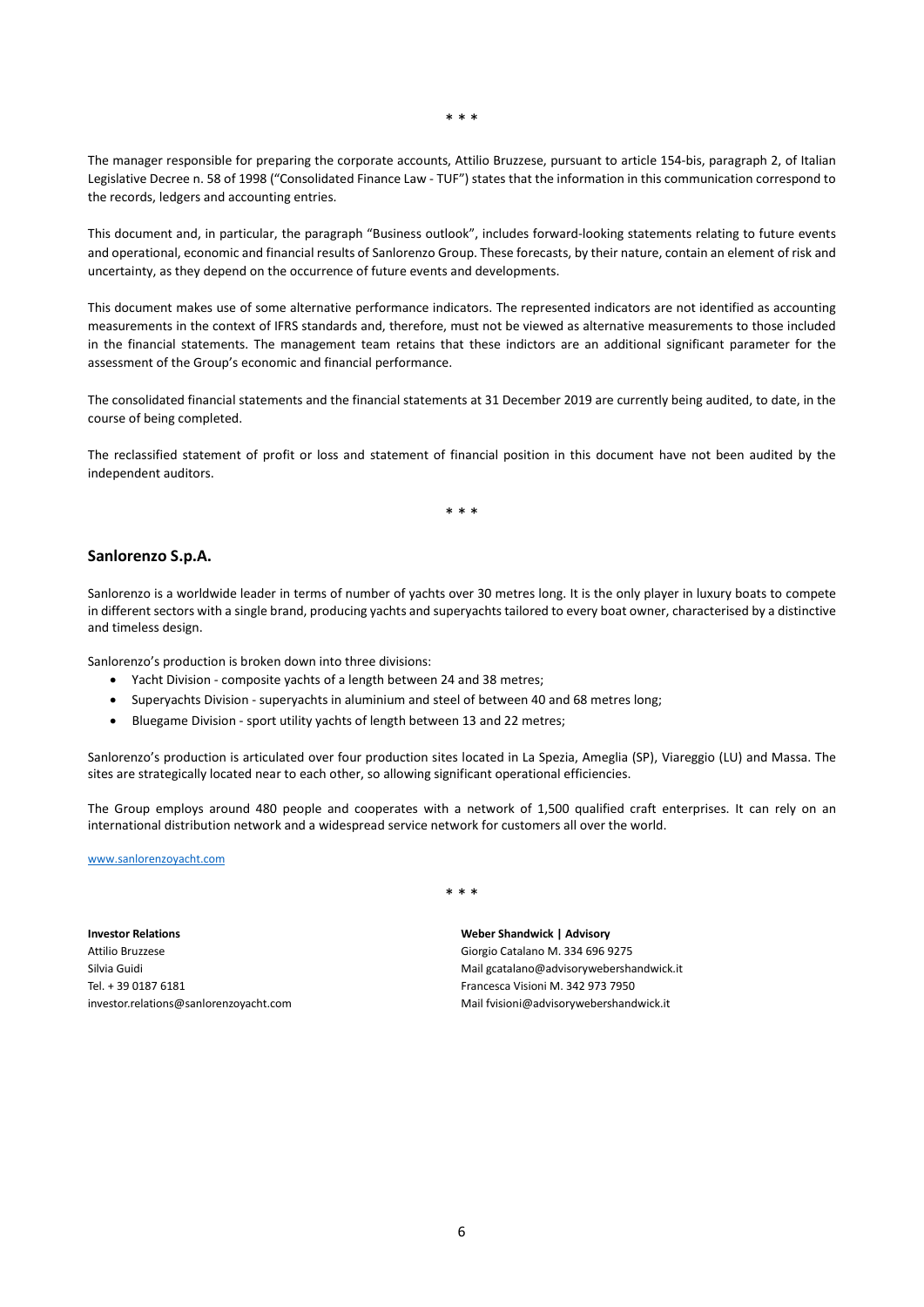\* \* \*

The manager responsible for preparing the corporate accounts, Attilio Bruzzese, pursuant to article 154-bis, paragraph 2, of Italian Legislative Decree n. 58 of 1998 ("Consolidated Finance Law - TUF") states that the information in this communication correspond to the records, ledgers and accounting entries.

This document and, in particular, the paragraph "Business outlook", includes forward-looking statements relating to future events and operational, economic and financial results of Sanlorenzo Group. These forecasts, by their nature, contain an element of risk and uncertainty, as they depend on the occurrence of future events and developments.

This document makes use of some alternative performance indicators. The represented indicators are not identified as accounting measurements in the context of IFRS standards and, therefore, must not be viewed as alternative measurements to those included in the financial statements. The management team retains that these indictors are an additional significant parameter for the assessment of the Group's economic and financial performance.

The consolidated financial statements and the financial statements at 31 December 2019 are currently being audited, to date, in the course of being completed.

The reclassified statement of profit or loss and statement of financial position in this document have not been audited by the independent auditors.

\* \* \*

## Sanlorenzo S.p.A.

Sanlorenzo is a worldwide leader in terms of number of yachts over 30 metres long. It is the only player in luxury boats to compete in different sectors with a single brand, producing yachts and superyachts tailored to every boat owner, characterised by a distinctive and timeless design.

Sanlorenzo's production is broken down into three divisions:

- Yacht Division - composite yachts of a length between 24 and 38 metres;
- Superyachts Division - superyachts in aluminium and steel of between 40 and 68 metres long;
- Bluegame Division - sport utility yachts of length between 13 and 22 metres;

Sanlorenzo's production is articulated over four production sites located in La Spezia, Ameglia (SP), Viareggio (LU) and Massa. The sites are strategically located near to each other, so allowing significant operational efficiencies.

The Group employs around 480 people and cooperates with a network of 1,500 qualified craft enterprises. It can rely on an international distribution network and a widespread service network for customers all over the world.

www.sanlorenzoyacht.com

\* \* \*

**Investor Relations**
Attilio Bruzzese
Silvia Guidi
Tel. + 39 0187 6181
investor.relations@sanlorenzoyacht.com

**Weber Shandwick | Advisory**
Giorgio Catalano M. 334 696 9275
Mail gcatalano@advisorywebershandwick.it
Francesca Visioni M. 342 973 7950
Mail fvisioni@advisorywebershandwick.it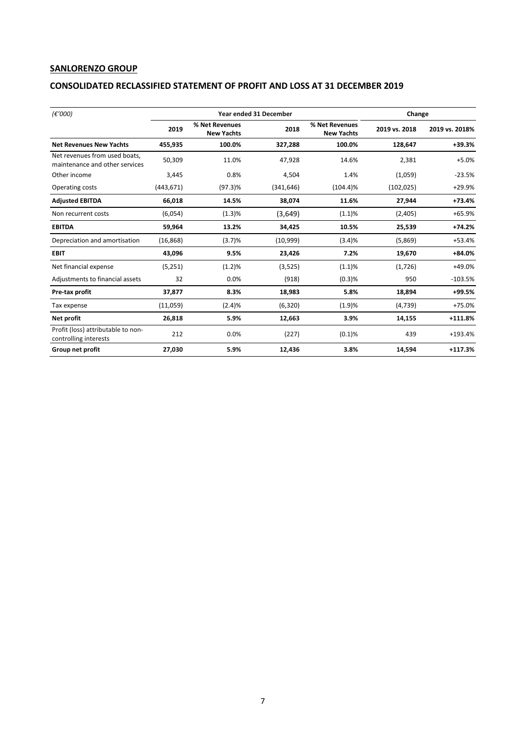**SANLORENZO GROUP**

**CONSOLIDATED RECLASSIFIED STATEMENT OF PROFIT AND LOSS AT 31 DECEMBER 2019**

| *(€'000)* | Year ended 31 December | | | | Change | |
|---|---|---|---|---|---|---|
| | 2019 | % Net Revenues New Yachts | 2018 | % Net Revenues New Yachts | 2019 vs. 2018 | 2019 vs. 2018% |
| **Net Revenues New Yachts** | **455,935** | **100.0%** | **327,288** | **100.0%** | **128,647** | **+39.3%** |
| Net revenues from used boats, maintenance and other services | 50,309 | 11.0% | 47,928 | 14.6% | 2,381 | +5.0% |
| Other income | 3,445 | 0.8% | 4,504 | 1.4% | (1,059) | -23.5% |
| Operating costs | (443,671) | (97.3)% | (341,646) | (104.4)% | (102,025) | +29.9% |
| **Adjusted EBITDA** | **66,018** | **14.5%** | **38,074** | **11.6%** | **27,944** | **+73.4%** |
| Non recurrent costs | (6,054) | (1.3)% | (3,649) | (1.1)% | (2,405) | +65.9% |
| **EBITDA** | **59,964** | **13.2%** | **34,425** | **10.5%** | **25,539** | **+74.2%** |
| Depreciation and amortisation | (16,868) | (3.7)% | (10,999) | (3.4)% | (5,869) | +53.4% |
| **EBIT** | **43,096** | **9.5%** | **23,426** | **7.2%** | **19,670** | **+84.0%** |
| Net financial expense | (5,251) | (1.2)% | (3,525) | (1.1)% | (1,726) | +49.0% |
| Adjustments to financial assets | 32 | 0.0% | (918) | (0.3)% | 950 | -103.5% |
| **Pre-tax profit** | **37,877** | **8.3%** | **18,983** | **5.8%** | **18,894** | **+99.5%** |
| Tax expense | (11,059) | (2.4)% | (6,320) | (1.9)% | (4,739) | +75.0% |
| **Net profit** | **26,818** | **5.9%** | **12,663** | **3.9%** | **14,155** | **+111.8%** |
| Profit (loss) attributable to non-controlling interests | 212 | 0.0% | (227) | (0.1)% | 439 | +193.4% |
| **Group net profit** | **27,030** | **5.9%** | **12,436** | **3.8%** | **14,594** | **+117.3%** |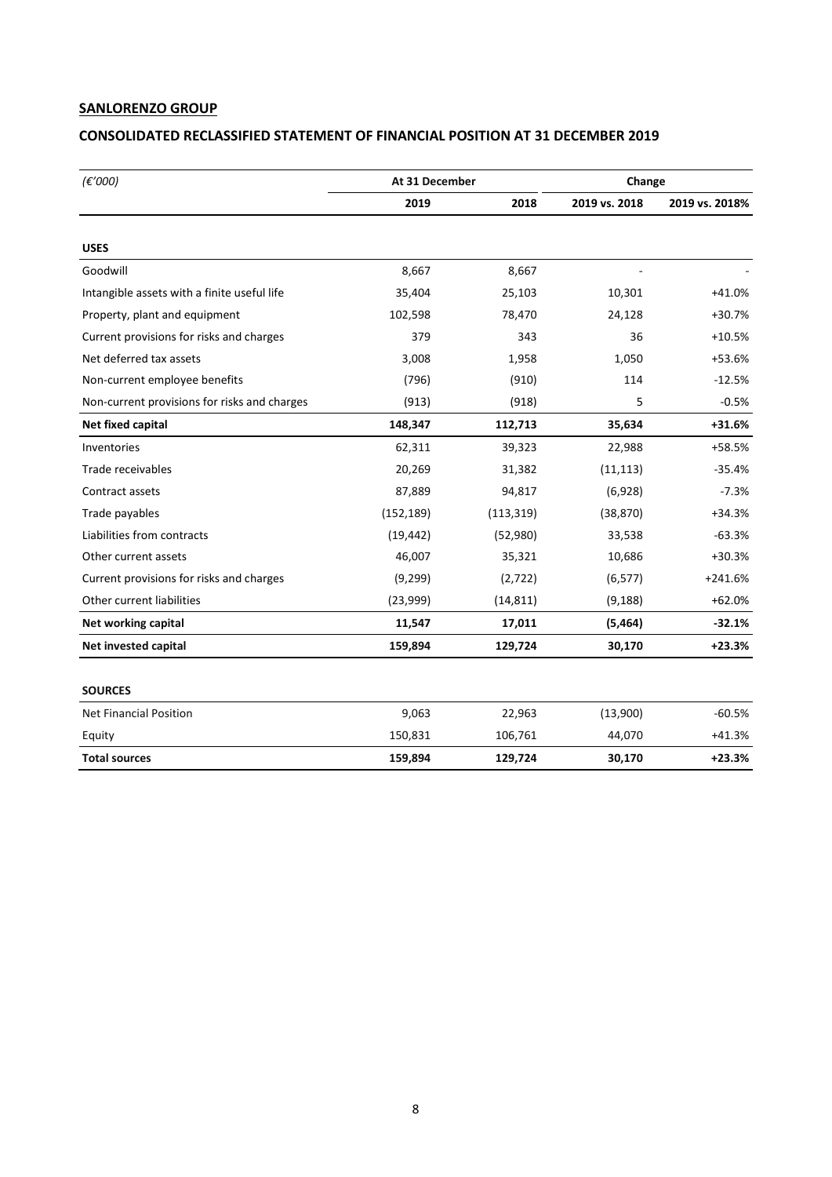**SANLORENZO GROUP**

**CONSOLIDATED RECLASSIFIED STATEMENT OF FINANCIAL POSITION AT 31 DECEMBER 2019**

| *(€'000)* | At 31 December | | Change | |
|---|---|---|---|---|
| | **2019** | **2018** | **2019 vs. 2018** | **2019 vs. 2018%** |
| **USES** | | | | |
| Goodwill | 8,667 | 8,667 | - | - |
| Intangible assets with a finite useful life | 35,404 | 25,103 | 10,301 | +41.0% |
| Property, plant and equipment | 102,598 | 78,470 | 24,128 | +30.7% |
| Current provisions for risks and charges | 379 | 343 | 36 | +10.5% |
| Net deferred tax assets | 3,008 | 1,958 | 1,050 | +53.6% |
| Non-current employee benefits | (796) | (910) | 114 | -12.5% |
| Non-current provisions for risks and charges | (913) | (918) | 5 | -0.5% |
| **Net fixed capital** | **148,347** | **112,713** | **35,634** | **+31.6%** |
| Inventories | 62,311 | 39,323 | 22,988 | +58.5% |
| Trade receivables | 20,269 | 31,382 | (11,113) | -35.4% |
| Contract assets | 87,889 | 94,817 | (6,928) | -7.3% |
| Trade payables | (152,189) | (113,319) | (38,870) | +34.3% |
| Liabilities from contracts | (19,442) | (52,980) | 33,538 | -63.3% |
| Other current assets | 46,007 | 35,321 | 10,686 | +30.3% |
| Current provisions for risks and charges | (9,299) | (2,722) | (6,577) | +241.6% |
| Other current liabilities | (23,999) | (14,811) | (9,188) | +62.0% |
| **Net working capital** | **11,547** | **17,011** | **(5,464)** | **-32.1%** |
| **Net invested capital** | **159,894** | **129,724** | **30,170** | **+23.3%** |
| **SOURCES** | | | | |
| Net Financial Position | 9,063 | 22,963 | (13,900) | -60.5% |
| Equity | 150,831 | 106,761 | 44,070 | +41.3% |
| **Total sources** | **159,894** | **129,724** | **30,170** | **+23.3%** |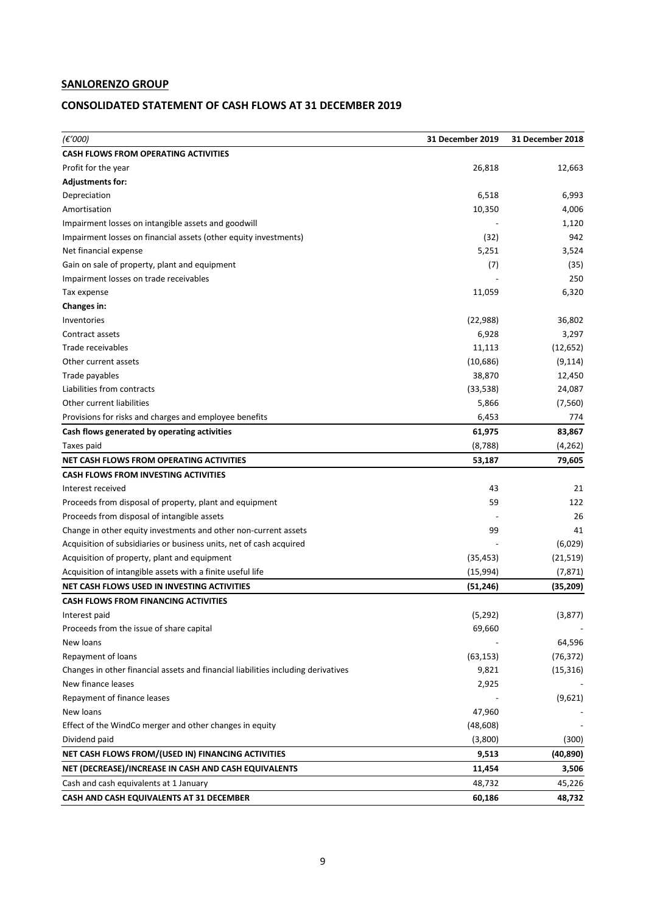## SANLORENZO GROUP

## CONSOLIDATED STATEMENT OF CASH FLOWS AT 31 DECEMBER 2019

| *(€'000)* | 31 December 2019 | 31 December 2018 |
|---|---|---|
| **CASH FLOWS FROM OPERATING ACTIVITIES** | | |
| Profit for the year | 26,818 | 12,663 |
| **Adjustments for:** | | |
| Depreciation | 6,518 | 6,993 |
| Amortisation | 10,350 | 4,006 |
| Impairment losses on intangible assets and goodwill | - | 1,120 |
| Impairment losses on financial assets (other equity investments) | (32) | 942 |
| Net financial expense | 5,251 | 3,524 |
| Gain on sale of property, plant and equipment | (7) | (35) |
| Impairment losses on trade receivables | - | 250 |
| Tax expense | 11,059 | 6,320 |
| **Changes in:** | | |
| Inventories | (22,988) | 36,802 |
| Contract assets | 6,928 | 3,297 |
| Trade receivables | 11,113 | (12,652) |
| Other current assets | (10,686) | (9,114) |
| Trade payables | 38,870 | 12,450 |
| Liabilities from contracts | (33,538) | 24,087 |
| Other current liabilities | 5,866 | (7,560) |
| Provisions for risks and charges and employee benefits | 6,453 | 774 |
| **Cash flows generated by operating activities** | **61,975** | **83,867** |
| Taxes paid | (8,788) | (4,262) |
| **NET CASH FLOWS FROM OPERATING ACTIVITIES** | **53,187** | **79,605** |
| **CASH FLOWS FROM INVESTING ACTIVITIES** | | |
| Interest received | 43 | 21 |
| Proceeds from disposal of property, plant and equipment | 59 | 122 |
| Proceeds from disposal of intangible assets | - | 26 |
| Change in other equity investments and other non-current assets | 99 | 41 |
| Acquisition of subsidiaries or business units, net of cash acquired | - | (6,029) |
| Acquisition of property, plant and equipment | (35,453) | (21,519) |
| Acquisition of intangible assets with a finite useful life | (15,994) | (7,871) |
| **NET CASH FLOWS USED IN INVESTING ACTIVITIES** | **(51,246)** | **(35,209)** |
| **CASH FLOWS FROM FINANCING ACTIVITIES** | | |
| Interest paid | (5,292) | (3,877) |
| Proceeds from the issue of share capital | 69,660 | - |
| New loans | - | 64,596 |
| Repayment of loans | (63,153) | (76,372) |
| Changes in other financial assets and financial liabilities including derivatives | 9,821 | (15,316) |
| New finance leases | 2,925 | - |
| Repayment of finance leases | - | (9,621) |
| New loans | 47,960 | - |
| Effect of the WindCo merger and other changes in equity | (48,608) | - |
| Dividend paid | (3,800) | (300) |
| **NET CASH FLOWS FROM/(USED IN) FINANCING ACTIVITIES** | **9,513** | **(40,890)** |
| **NET (DECREASE)/INCREASE IN CASH AND CASH EQUIVALENTS** | **11,454** | **3,506** |
| Cash and cash equivalents at 1 January | 48,732 | 45,226 |
| **CASH AND CASH EQUIVALENTS AT 31 DECEMBER** | **60,186** | **48,732** |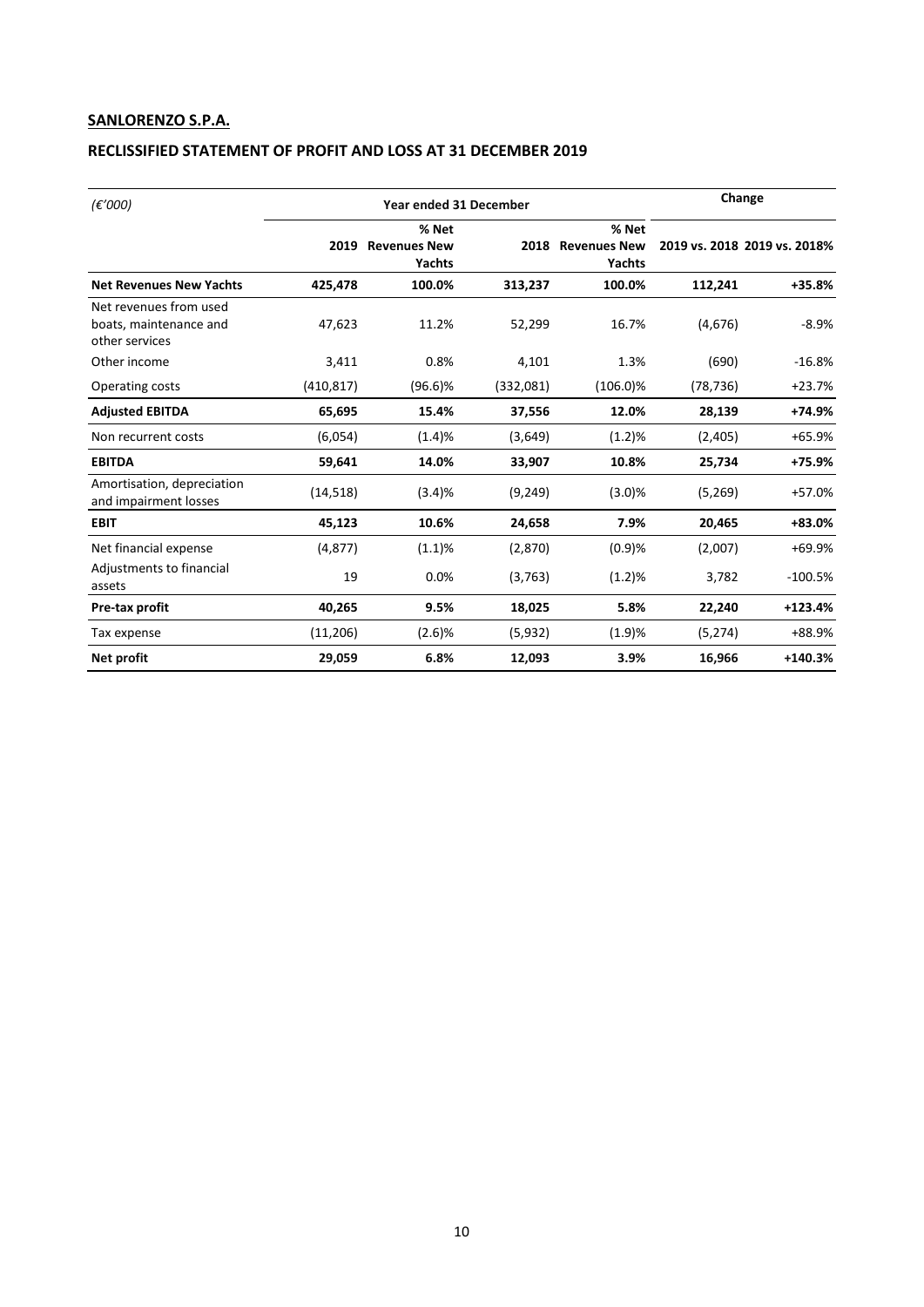**SANLORENZO S.P.A.**

**RECLISSIFIED STATEMENT OF PROFIT AND LOSS AT 31 DECEMBER 2019**

| *(€'000)* | Year ended 31 December | | | | Change | |
|---|---|---|---|---|---|---|
| | 2019 | % Net Revenues New Yachts | 2018 | % Net Revenues New Yachts | 2019 vs. 2018 | 2019 vs. 2018% |
| **Net Revenues New Yachts** | **425,478** | **100.0%** | **313,237** | **100.0%** | **112,241** | **+35.8%** |
| Net revenues from used boats, maintenance and other services | 47,623 | 11.2% | 52,299 | 16.7% | (4,676) | -8.9% |
| Other income | 3,411 | 0.8% | 4,101 | 1.3% | (690) | -16.8% |
| Operating costs | (410,817) | (96.6)% | (332,081) | (106.0)% | (78,736) | +23.7% |
| **Adjusted EBITDA** | **65,695** | **15.4%** | **37,556** | **12.0%** | **28,139** | **+74.9%** |
| Non recurrent costs | (6,054) | (1.4)% | (3,649) | (1.2)% | (2,405) | +65.9% |
| **EBITDA** | **59,641** | **14.0%** | **33,907** | **10.8%** | **25,734** | **+75.9%** |
| Amortisation, depreciation and impairment losses | (14,518) | (3.4)% | (9,249) | (3.0)% | (5,269) | +57.0% |
| **EBIT** | **45,123** | **10.6%** | **24,658** | **7.9%** | **20,465** | **+83.0%** |
| Net financial expense | (4,877) | (1.1)% | (2,870) | (0.9)% | (2,007) | +69.9% |
| Adjustments to financial assets | 19 | 0.0% | (3,763) | (1.2)% | 3,782 | -100.5% |
| **Pre-tax profit** | **40,265** | **9.5%** | **18,025** | **5.8%** | **22,240** | **+123.4%** |
| Tax expense | (11,206) | (2.6)% | (5,932) | (1.9)% | (5,274) | +88.9% |
| **Net profit** | **29,059** | **6.8%** | **12,093** | **3.9%** | **16,966** | **+140.3%** |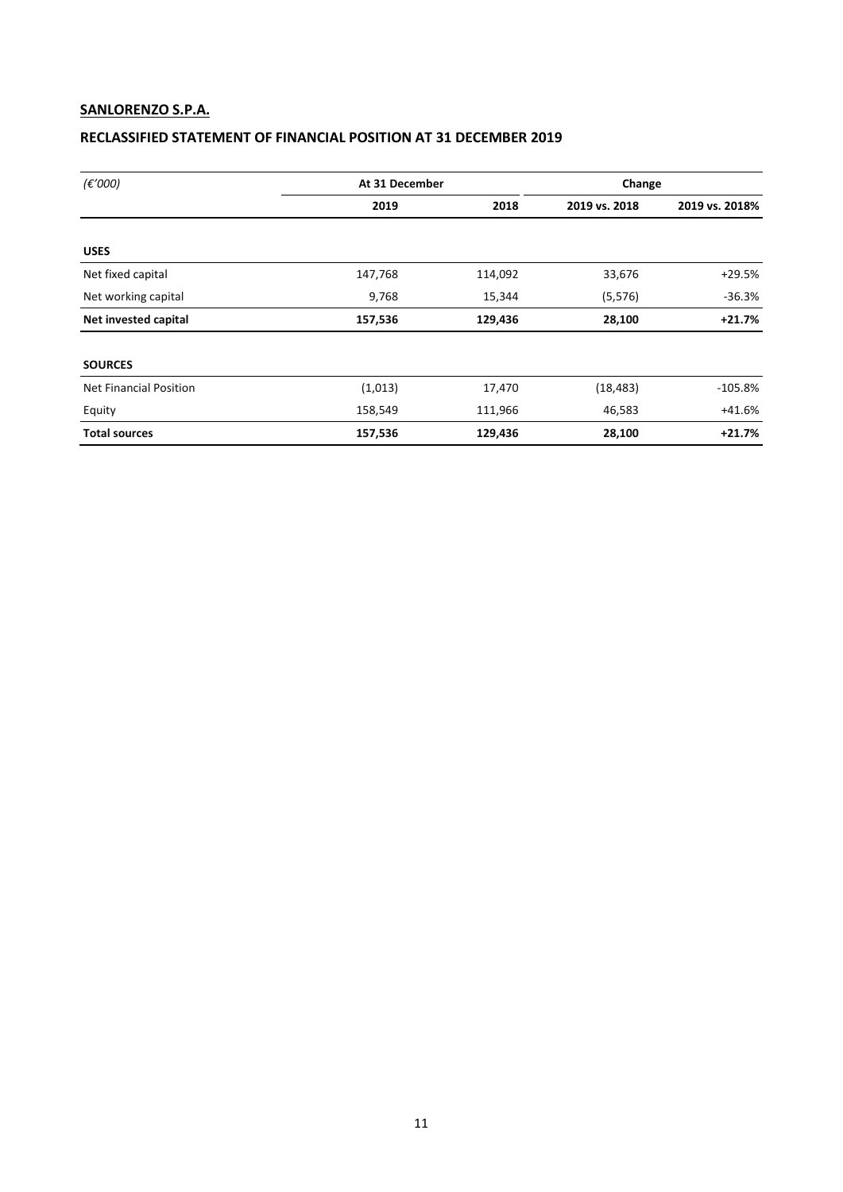**SANLORENZO S.P.A.**

**RECLASSIFIED STATEMENT OF FINANCIAL POSITION AT 31 DECEMBER 2019**

| *(€'000)* | At 31 December | | Change | |
|---|---|---|---|---|
| | 2019 | 2018 | 2019 vs. 2018 | 2019 vs. 2018% |
| **USES** | | | | |
| Net fixed capital | 147,768 | 114,092 | 33,676 | +29.5% |
| Net working capital | 9,768 | 15,344 | (5,576) | -36.3% |
| **Net invested capital** | **157,536** | **129,436** | **28,100** | **+21.7%** |
| **SOURCES** | | | | |
| Net Financial Position | (1,013) | 17,470 | (18,483) | -105.8% |
| Equity | 158,549 | 111,966 | 46,583 | +41.6% |
| **Total sources** | **157,536** | **129,436** | **28,100** | **+21.7%** |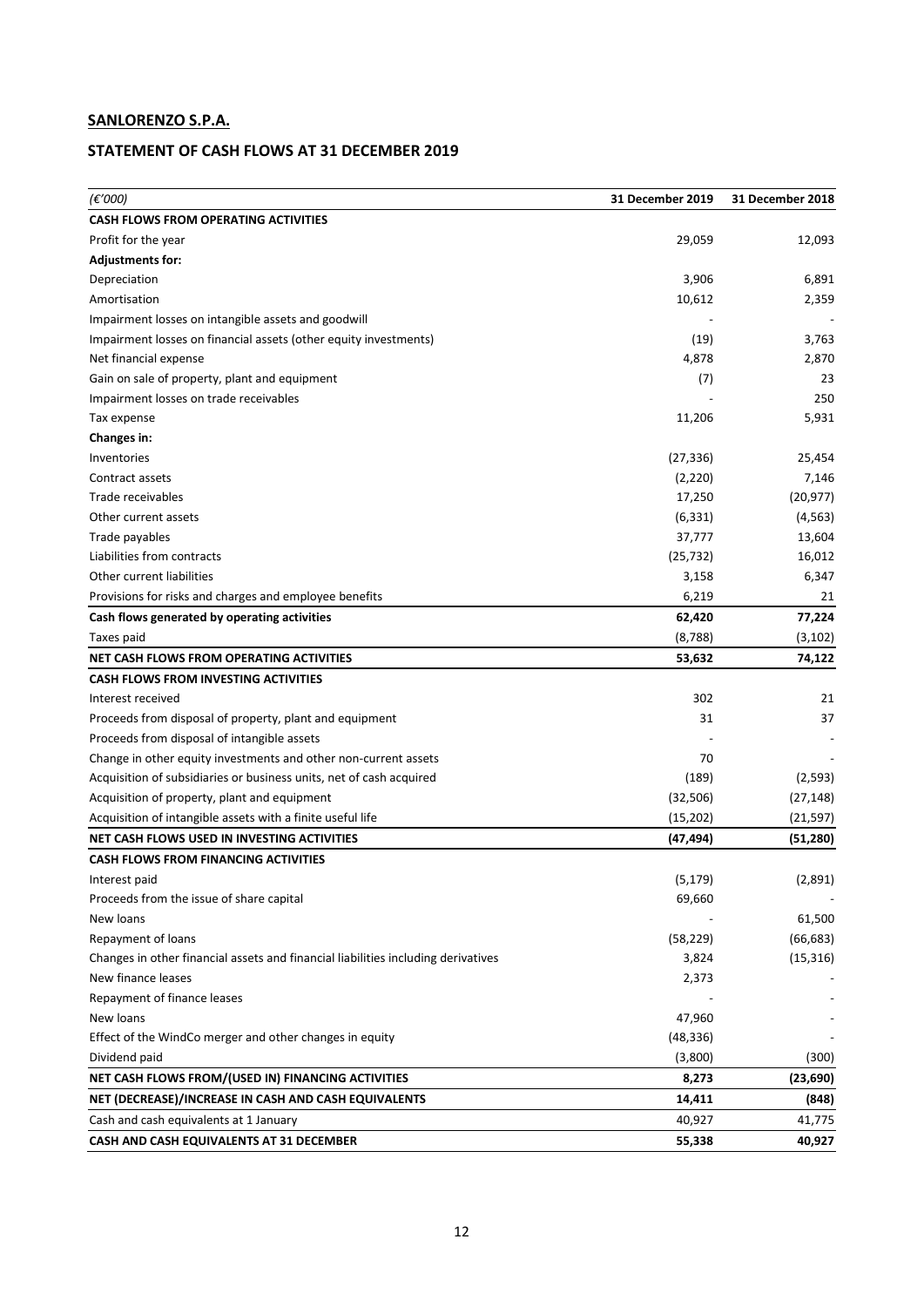**SANLORENZO S.P.A.**

## STATEMENT OF CASH FLOWS AT 31 DECEMBER 2019

| *(€'000)* | 31 December 2019 | 31 December 2018 |
|---|---|---|
| **CASH FLOWS FROM OPERATING ACTIVITIES** | | |
| Profit for the year | 29,059 | 12,093 |
| **Adjustments for:** | | |
| Depreciation | 3,906 | 6,891 |
| Amortisation | 10,612 | 2,359 |
| Impairment losses on intangible assets and goodwill | - | - |
| Impairment losses on financial assets (other equity investments) | (19) | 3,763 |
| Net financial expense | 4,878 | 2,870 |
| Gain on sale of property, plant and equipment | (7) | 23 |
| Impairment losses on trade receivables | - | 250 |
| Tax expense | 11,206 | 5,931 |
| **Changes in:** | | |
| Inventories | (27,336) | 25,454 |
| Contract assets | (2,220) | 7,146 |
| Trade receivables | 17,250 | (20,977) |
| Other current assets | (6,331) | (4,563) |
| Trade payables | 37,777 | 13,604 |
| Liabilities from contracts | (25,732) | 16,012 |
| Other current liabilities | 3,158 | 6,347 |
| Provisions for risks and charges and employee benefits | 6,219 | 21 |
| **Cash flows generated by operating activities** | **62,420** | **77,224** |
| Taxes paid | (8,788) | (3,102) |
| **NET CASH FLOWS FROM OPERATING ACTIVITIES** | **53,632** | **74,122** |
| **CASH FLOWS FROM INVESTING ACTIVITIES** | | |
| Interest received | 302 | 21 |
| Proceeds from disposal of property, plant and equipment | 31 | 37 |
| Proceeds from disposal of intangible assets | - | - |
| Change in other equity investments and other non-current assets | 70 | - |
| Acquisition of subsidiaries or business units, net of cash acquired | (189) | (2,593) |
| Acquisition of property, plant and equipment | (32,506) | (27,148) |
| Acquisition of intangible assets with a finite useful life | (15,202) | (21,597) |
| **NET CASH FLOWS USED IN INVESTING ACTIVITIES** | **(47,494)** | **(51,280)** |
| **CASH FLOWS FROM FINANCING ACTIVITIES** | | |
| Interest paid | (5,179) | (2,891) |
| Proceeds from the issue of share capital | 69,660 | - |
| New loans | - | 61,500 |
| Repayment of loans | (58,229) | (66,683) |
| Changes in other financial assets and financial liabilities including derivatives | 3,824 | (15,316) |
| New finance leases | 2,373 | - |
| Repayment of finance leases | - | - |
| New loans | 47,960 | - |
| Effect of the WindCo merger and other changes in equity | (48,336) | - |
| Dividend paid | (3,800) | (300) |
| **NET CASH FLOWS FROM/(USED IN) FINANCING ACTIVITIES** | **8,273** | **(23,690)** |
| **NET (DECREASE)/INCREASE IN CASH AND CASH EQUIVALENTS** | **14,411** | **(848)** |
| Cash and cash equivalents at 1 January | 40,927 | 41,775 |
| **CASH AND CASH EQUIVALENTS AT 31 DECEMBER** | **55,338** | **40,927** |